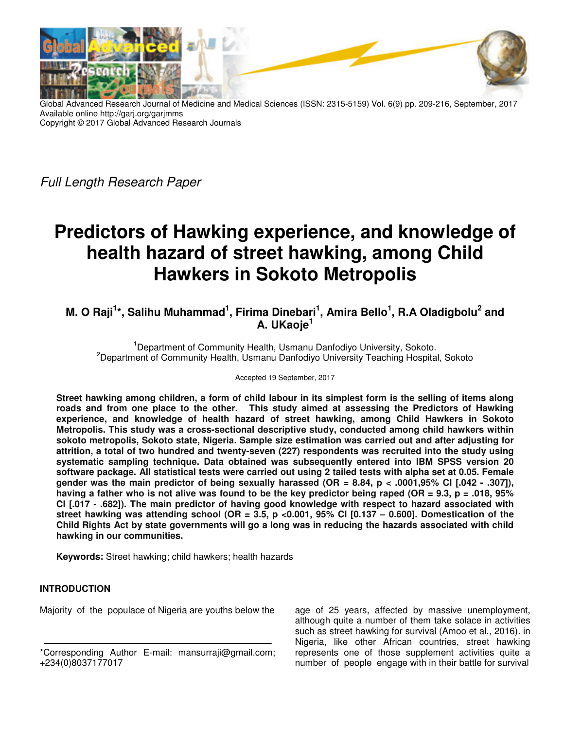Global Advanced Research Journal of Medicine and Medical Sciences (ISSN: 2315-5159) Vol. 6(9) pp. 209-216, September, 2017
Available online http://garj.org/garjmms
Copyright © 2017 Global Advanced Research Journals

*Full Length Research Paper*

# Predictors of Hawking experience, and knowledge of health hazard of street hawking, among Child Hawkers in Sokoto Metropolis

**M. O Raji[1]*, Salihu Muhammad[1], Firima Dinebari[1], Amira Bello[1], R.A Oladigbolu[2] and A. UKaoje[1]**

[1]Department of Community Health, Usmanu Danfodiyo University, Sokoto.
[2]Department of Community Health, Usmanu Danfodiyo University Teaching Hospital, Sokoto

Accepted 19 September, 2017

**Street hawking among children, a form of child labour in its simplest form is the selling of items along roads and from one place to the other. This study aimed at assessing the Predictors of Hawking experience, and knowledge of health hazard of street hawking, among Child Hawkers in Sokoto Metropolis. This study was a cross-sectional descriptive study, conducted among child hawkers within sokoto metropolis, Sokoto state, Nigeria. Sample size estimation was carried out and after adjusting for attrition, a total of two hundred and twenty-seven (227) respondents was recruited into the study using systematic sampling technique. Data obtained was subsequently entered into IBM SPSS version 20 software package. All statistical tests were carried out using 2 tailed tests with alpha set at 0.05. Female gender was the main predictor of being sexually harassed (OR = 8.84, p < .0001,95% CI [.042 - .307]), having a father who is not alive was found to be the key predictor being raped (OR = 9.3, p = .018, 95% CI [.017 - .682]). The main predictor of having good knowledge with respect to hazard associated with street hawking was attending school (OR = 3.5, p <0.001, 95% CI [0.137 – 0.600]. Domestication of the Child Rights Act by state governments will go a long was in reducing the hazards associated with child hawking in our communities.**

**Keywords:** Street hawking; child hawkers; health hazards

## INTRODUCTION

Majority of the populace of Nigeria are youths below the age of 25 years, affected by massive unemployment, although quite a number of them take solace in activities such as street hawking for survival (Amoo et al., 2016). in Nigeria, like other African countries, street hawking represents one of those supplement activities quite a number of people engage with in their battle for survival

*Corresponding Author E-mail: mansurraji@gmail.com; +234(0)8037177017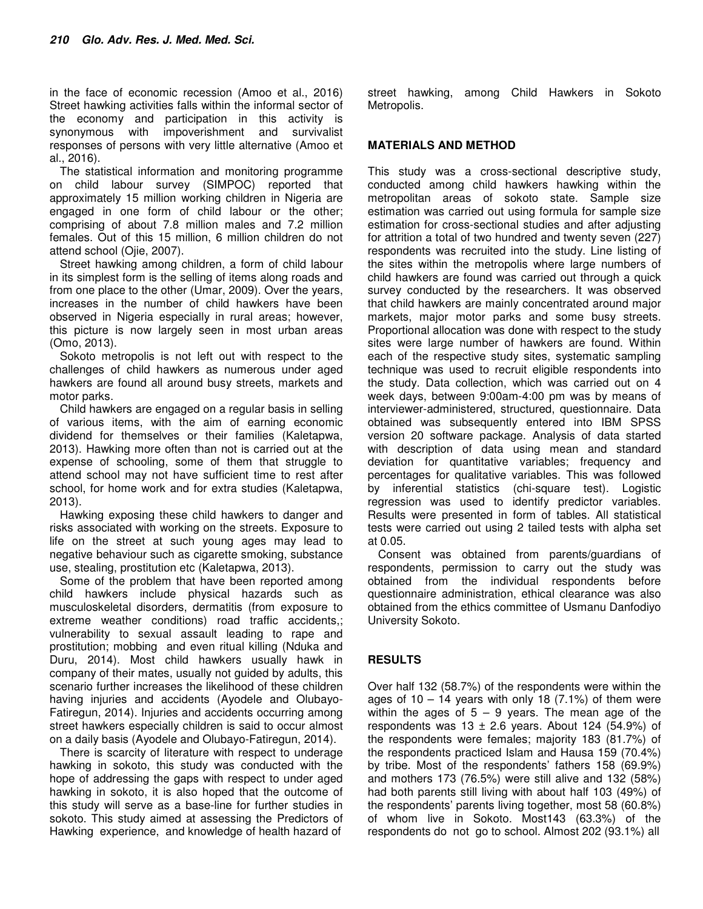in the face of economic recession (Amoo et al., 2016) Street hawking activities falls within the informal sector of the economy and participation in this activity is synonymous with impoverishment and survivalist responses of persons with very little alternative (Amoo et al., 2016).

The statistical information and monitoring programme on child labour survey (SIMPOC) reported that approximately 15 million working children in Nigeria are engaged in one form of child labour or the other; comprising of about 7.8 million males and 7.2 million females. Out of this 15 million, 6 million children do not attend school (Ojie, 2007).

Street hawking among children, a form of child labour in its simplest form is the selling of items along roads and from one place to the other (Umar, 2009). Over the years, increases in the number of child hawkers have been observed in Nigeria especially in rural areas; however, this picture is now largely seen in most urban areas (Omo, 2013).

Sokoto metropolis is not left out with respect to the challenges of child hawkers as numerous under aged hawkers are found all around busy streets, markets and motor parks.

Child hawkers are engaged on a regular basis in selling of various items, with the aim of earning economic dividend for themselves or their families (Kaletapwa, 2013). Hawking more often than not is carried out at the expense of schooling, some of them that struggle to attend school may not have sufficient time to rest after school, for home work and for extra studies (Kaletapwa, 2013).

Hawking exposing these child hawkers to danger and risks associated with working on the streets. Exposure to life on the street at such young ages may lead to negative behaviour such as cigarette smoking, substance use, stealing, prostitution etc (Kaletapwa, 2013).

Some of the problem that have been reported among child hawkers include physical hazards such as musculoskeletal disorders, dermatitis (from exposure to extreme weather conditions) road traffic accidents,; vulnerability to sexual assault leading to rape and prostitution; mobbing and even ritual killing (Nduka and Duru, 2014). Most child hawkers usually hawk in company of their mates, usually not guided by adults, this scenario further increases the likelihood of these children having injuries and accidents (Ayodele and Olubayo-Fatiregun, 2014). Injuries and accidents occurring among street hawkers especially children is said to occur almost on a daily basis (Ayodele and Olubayo-Fatiregun, 2014).

There is scarcity of literature with respect to underage hawking in sokoto, this study was conducted with the hope of addressing the gaps with respect to under aged hawking in sokoto, it is also hoped that the outcome of this study will serve as a base-line for further studies in sokoto. This study aimed at assessing the Predictors of Hawking experience, and knowledge of health hazard of street hawking, among Child Hawkers in Sokoto Metropolis.

## MATERIALS AND METHOD

This study was a cross-sectional descriptive study, conducted among child hawkers hawking within the metropolitan areas of sokoto state. Sample size estimation was carried out using formula for sample size estimation for cross-sectional studies and after adjusting for attrition a total of two hundred and twenty seven (227) respondents was recruited into the study. Line listing of the sites within the metropolis where large numbers of child hawkers are found was carried out through a quick survey conducted by the researchers. It was observed that child hawkers are mainly concentrated around major markets, major motor parks and some busy streets. Proportional allocation was done with respect to the study sites were large number of hawkers are found. Within each of the respective study sites, systematic sampling technique was used to recruit eligible respondents into the study. Data collection, which was carried out on 4 week days, between 9:00am-4:00 pm was by means of interviewer-administered, structured, questionnaire. Data obtained was subsequently entered into IBM SPSS version 20 software package. Analysis of data started with description of data using mean and standard deviation for quantitative variables; frequency and percentages for qualitative variables. This was followed by inferential statistics (chi-square test). Logistic regression was used to identify predictor variables. Results were presented in form of tables. All statistical tests were carried out using 2 tailed tests with alpha set at 0.05.

Consent was obtained from parents/guardians of respondents, permission to carry out the study was obtained from the individual respondents before questionnaire administration, ethical clearance was also obtained from the ethics committee of Usmanu Danfodiyo University Sokoto.

## RESULTS

Over half 132 (58.7%) of the respondents were within the ages of 10 – 14 years with only 18 (7.1%) of them were within the ages of 5 – 9 years. The mean age of the respondents was 13 ± 2.6 years. About 124 (54.9%) of the respondents were females; majority 183 (81.7%) of the respondents practiced Islam and Hausa 159 (70.4%) by tribe. Most of the respondents' fathers 158 (69.9%) and mothers 173 (76.5%) were still alive and 132 (58%) had both parents still living with about half 103 (49%) of the respondents' parents living together, most 58 (60.8%) of whom live in Sokoto. Most143 (63.3%) of the respondents do not go to school. Almost 202 (93.1%) all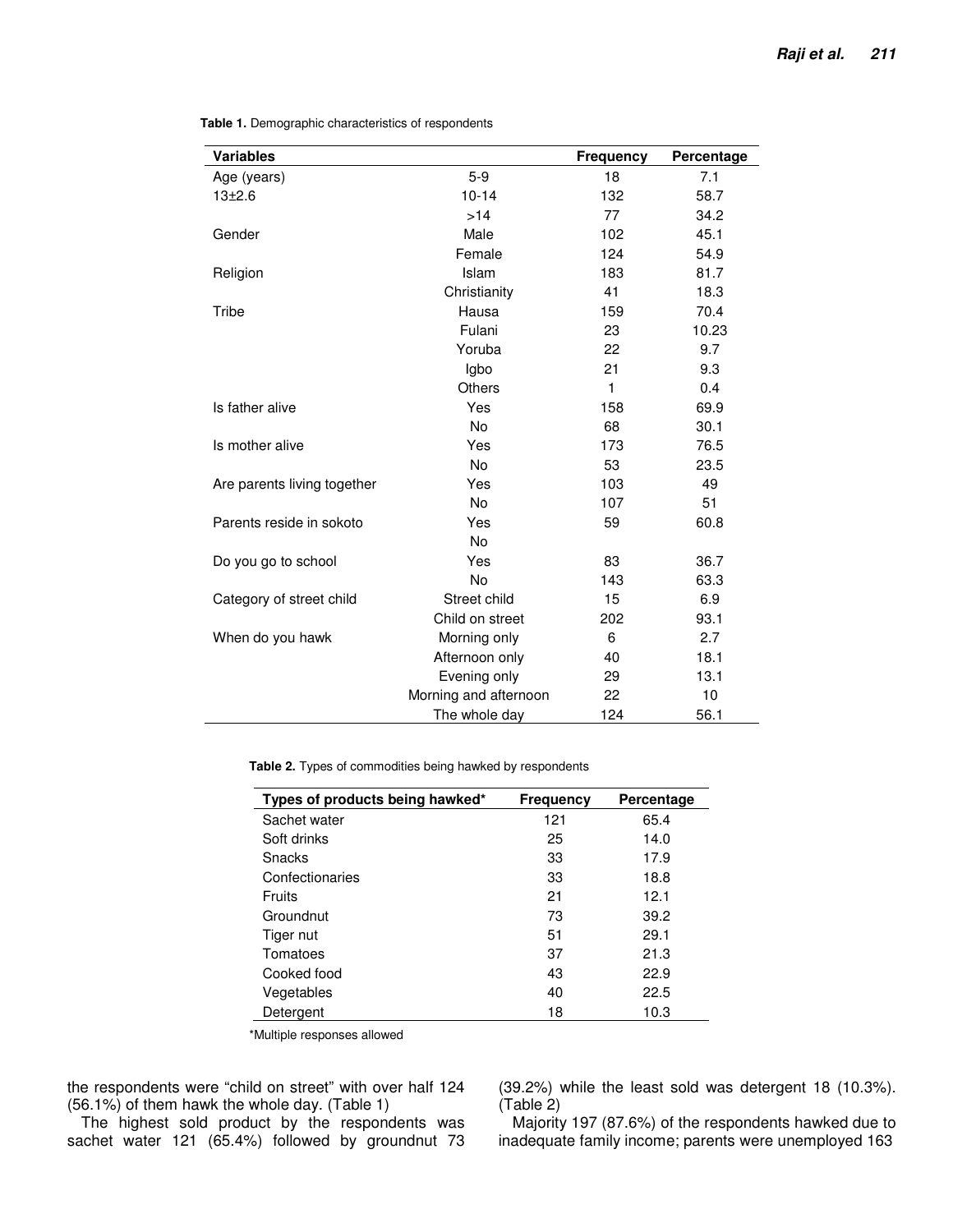**Table 1.** Demographic characteristics of respondents

| Variables | | Frequency | Percentage |
|---|---|---|---|
| Age (years) | 5-9 | 18 | 7.1 |
| 13±2.6 | 10-14 | 132 | 58.7 |
| | >14 | 77 | 34.2 |
| Gender | Male | 102 | 45.1 |
| | Female | 124 | 54.9 |
| Religion | Islam | 183 | 81.7 |
| | Christianity | 41 | 18.3 |
| Tribe | Hausa | 159 | 70.4 |
| | Fulani | 23 | 10.23 |
| | Yoruba | 22 | 9.7 |
| | Igbo | 21 | 9.3 |
| | Others | 1 | 0.4 |
| Is father alive | Yes | 158 | 69.9 |
| | No | 68 | 30.1 |
| Is mother alive | Yes | 173 | 76.5 |
| | No | 53 | 23.5 |
| Are parents living together | Yes | 103 | 49 |
| | No | 107 | 51 |
| Parents reside in sokoto | Yes | 59 | 60.8 |
| | No | | |
| Do you go to school | Yes | 83 | 36.7 |
| | No | 143 | 63.3 |
| Category of street child | Street child | 15 | 6.9 |
| | Child on street | 202 | 93.1 |
| When do you hawk | Morning only | 6 | 2.7 |
| | Afternoon only | 40 | 18.1 |
| | Evening only | 29 | 13.1 |
| | Morning and afternoon | 22 | 10 |
| | The whole day | 124 | 56.1 |

**Table 2.** Types of commodities being hawked by respondents

| Types of products being hawked* | Frequency | Percentage |
|---|---|---|
| Sachet water | 121 | 65.4 |
| Soft drinks | 25 | 14.0 |
| Snacks | 33 | 17.9 |
| Confectionaries | 33 | 18.8 |
| Fruits | 21 | 12.1 |
| Groundnut | 73 | 39.2 |
| Tiger nut | 51 | 29.1 |
| Tomatoes | 37 | 21.3 |
| Cooked food | 43 | 22.9 |
| Vegetables | 40 | 22.5 |
| Detergent | 18 | 10.3 |

*Multiple responses allowed

the respondents were "child on street" with over half 124 (56.1%) of them hawk the whole day. (Table 1)

The highest sold product by the respondents was sachet water 121 (65.4%) followed by groundnut 73 (39.2%) while the least sold was detergent 18 (10.3%). (Table 2)

Majority 197 (87.6%) of the respondents hawked due to inadequate family income; parents were unemployed 163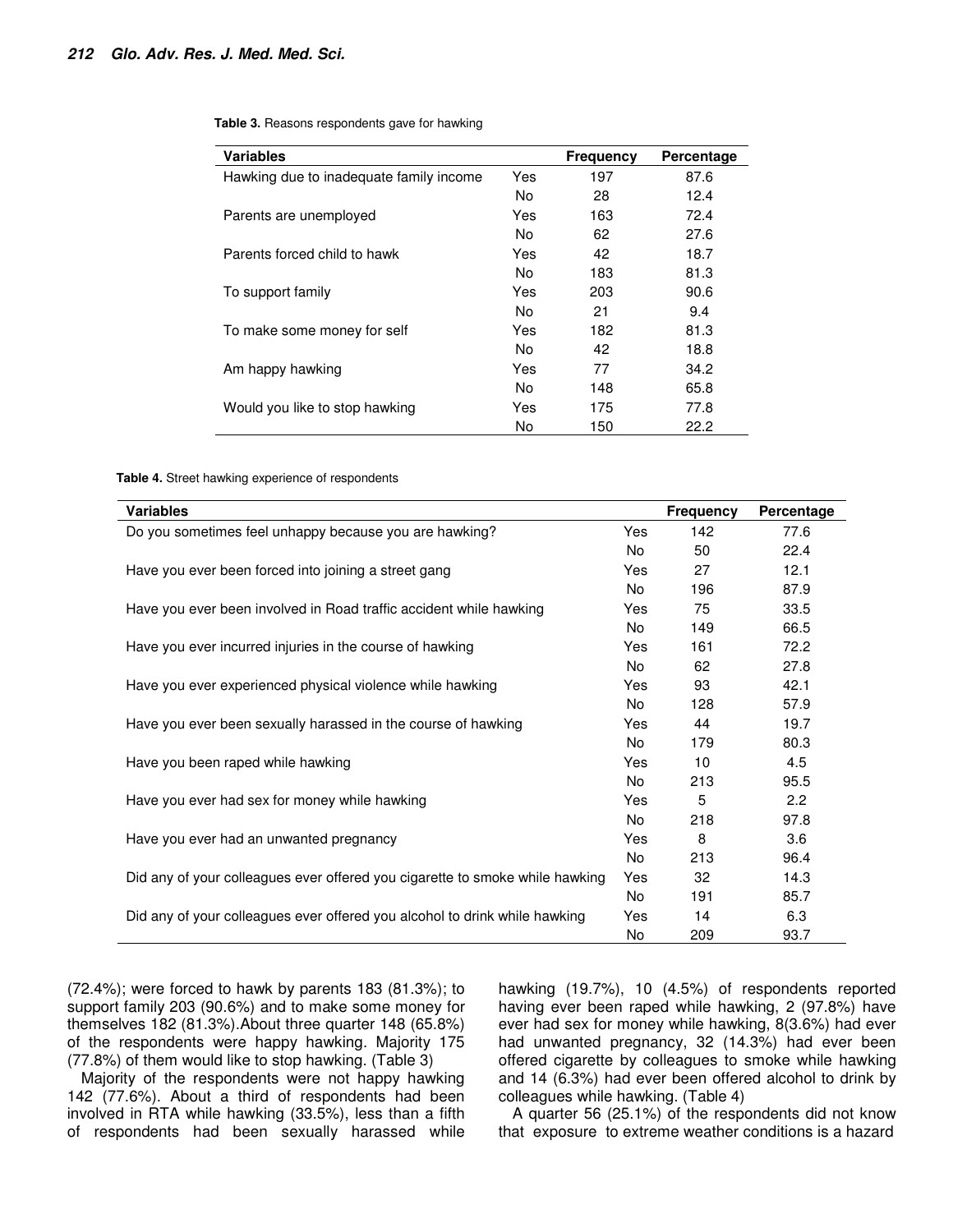**Table 3.** Reasons respondents gave for hawking

| Variables | | Frequency | Percentage |
|---|---|---|---|
| Hawking due to inadequate family income | Yes | 197 | 87.6 |
| | No | 28 | 12.4 |
| Parents are unemployed | Yes | 163 | 72.4 |
| | No | 62 | 27.6 |
| Parents forced child to hawk | Yes | 42 | 18.7 |
| | No | 183 | 81.3 |
| To support family | Yes | 203 | 90.6 |
| | No | 21 | 9.4 |
| To make some money for self | Yes | 182 | 81.3 |
| | No | 42 | 18.8 |
| Am happy hawking | Yes | 77 | 34.2 |
| | No | 148 | 65.8 |
| Would you like to stop hawking | Yes | 175 | 77.8 |
| | No | 150 | 22.2 |

**Table 4.** Street hawking experience of respondents

| Variables | | Frequency | Percentage |
|---|---|---|---|
| Do you sometimes feel unhappy because you are hawking? | Yes | 142 | 77.6 |
| | No | 50 | 22.4 |
| Have you ever been forced into joining a street gang | Yes | 27 | 12.1 |
| | No | 196 | 87.9 |
| Have you ever been involved in Road traffic accident while hawking | Yes | 75 | 33.5 |
| | No | 149 | 66.5 |
| Have you ever incurred injuries in the course of hawking | Yes | 161 | 72.2 |
| | No | 62 | 27.8 |
| Have you ever experienced physical violence while hawking | Yes | 93 | 42.1 |
| | No | 128 | 57.9 |
| Have you ever been sexually harassed in the course of hawking | Yes | 44 | 19.7 |
| | No | 179 | 80.3 |
| Have you been raped while hawking | Yes | 10 | 4.5 |
| | No | 213 | 95.5 |
| Have you ever had sex for money while hawking | Yes | 5 | 2.2 |
| | No | 218 | 97.8 |
| Have you ever had an unwanted pregnancy | Yes | 8 | 3.6 |
| | No | 213 | 96.4 |
| Did any of your colleagues ever offered you cigarette to smoke while hawking | Yes | 32 | 14.3 |
| | No | 191 | 85.7 |
| Did any of your colleagues ever offered you alcohol to drink while hawking | Yes | 14 | 6.3 |
| | No | 209 | 93.7 |

(72.4%); were forced to hawk by parents 183 (81.3%); to support family 203 (90.6%) and to make some money for themselves 182 (81.3%).About three quarter 148 (65.8%) of the respondents were happy hawking. Majority 175 (77.8%) of them would like to stop hawking. (Table 3)

Majority of the respondents were not happy hawking 142 (77.6%). About a third of respondents had been involved in RTA while hawking (33.5%), less than a fifth of respondents had been sexually harassed while hawking (19.7%), 10 (4.5%) of respondents reported having ever been raped while hawking, 2 (97.8%) have ever had sex for money while hawking, 8(3.6%) had ever had unwanted pregnancy, 32 (14.3%) had ever been offered cigarette by colleagues to smoke while hawking and 14 (6.3%) had ever been offered alcohol to drink by colleagues while hawking. (Table 4)

A quarter 56 (25.1%) of the respondents did not know that exposure to extreme weather conditions is a hazard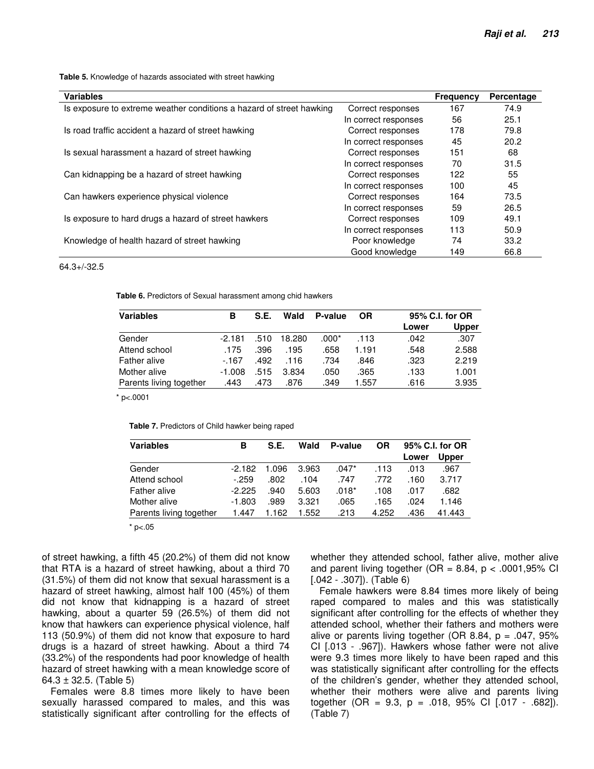**Table 5.** Knowledge of hazards associated with street hawking

| Variables | | Frequency | Percentage |
|---|---|---|---|
| Is exposure to extreme weather conditions a hazard of street hawking | Correct responses | 167 | 74.9 |
| | In correct responses | 56 | 25.1 |
| Is road traffic accident a hazard of street hawking | Correct responses | 178 | 79.8 |
| | In correct responses | 45 | 20.2 |
| Is sexual harassment a hazard of street hawking | Correct responses | 151 | 68 |
| | In correct responses | 70 | 31.5 |
| Can kidnapping be a hazard of street hawking | Correct responses | 122 | 55 |
| | In correct responses | 100 | 45 |
| Can hawkers experience physical violence | Correct responses | 164 | 73.5 |
| | In correct responses | 59 | 26.5 |
| Is exposure to hard drugs a hazard of street hawkers | Correct responses | 109 | 49.1 |
| | In correct responses | 113 | 50.9 |
| Knowledge of health hazard of street hawking | Poor knowledge | 74 | 33.2 |
| | Good knowledge | 149 | 66.8 |

64.3+/-32.5

**Table 6.** Predictors of Sexual harassment among chid hawkers

| Variables | B | S.E. | Wald | P-value | OR | 95% C.I. for OR | |
|---|---|---|---|---|---|---|---|
| | | | | | | Lower | Upper |
| Gender | -2.181 | .510 | 18.280 | .000* | .113 | .042 | .307 |
| Attend school | .175 | .396 | .195 | .658 | 1.191 | .548 | 2.588 |
| Father alive | -.167 | .492 | .116 | .734 | .846 | .323 | 2.219 |
| Mother alive | -1.008 | .515 | 3.834 | .050 | .365 | .133 | 1.001 |
| Parents living together | .443 | .473 | .876 | .349 | 1.557 | .616 | 3.935 |

* p<.0001

**Table 7.** Predictors of Child hawker being raped

| Variables | B | S.E. | Wald | P-value | OR | 95% C.I. for OR | |
|---|---|---|---|---|---|---|---|
| | | | | | | Lower | Upper |
| Gender | -2.182 | 1.096 | 3.963 | .047* | .113 | .013 | .967 |
| Attend school | -.259 | .802 | .104 | .747 | .772 | .160 | 3.717 |
| Father alive | -2.225 | .940 | 5.603 | .018* | .108 | .017 | .682 |
| Mother alive | -1.803 | .989 | 3.321 | .065 | .165 | .024 | 1.146 |
| Parents living together | 1.447 | 1.162 | 1.552 | .213 | 4.252 | .436 | 41.443 |

* p<.05

of street hawking, a fifth 45 (20.2%) of them did not know that RTA is a hazard of street hawking, about a third 70 (31.5%) of them did not know that sexual harassment is a hazard of street hawking, almost half 100 (45%) of them did not know that kidnapping is a hazard of street hawking, about a quarter 59 (26.5%) of them did not know that hawkers can experience physical violence, half 113 (50.9%) of them did not know that exposure to hard drugs is a hazard of street hawking. About a third 74 (33.2%) of the respondents had poor knowledge of health hazard of street hawking with a mean knowledge score of 64.3 ± 32.5. (Table 5)

Females were 8.8 times more likely to have been sexually harassed compared to males, and this was statistically significant after controlling for the effects of whether they attended school, father alive, mother alive and parent living together (OR = 8.84, p < .0001,95% CI [.042 - .307]). (Table 6)

Female hawkers were 8.84 times more likely of being raped compared to males and this was statistically significant after controlling for the effects of whether they attended school, whether their fathers and mothers were alive or parents living together (OR 8.84, p = .047, 95% CI [.013 - .967]). Hawkers whose father were not alive were 9.3 times more likely to have been raped and this was statistically significant after controlling for the effects of the children's gender, whether they attended school, whether their mothers were alive and parents living together (OR = 9.3, p = .018, 95% CI [.017 - .682]). (Table 7)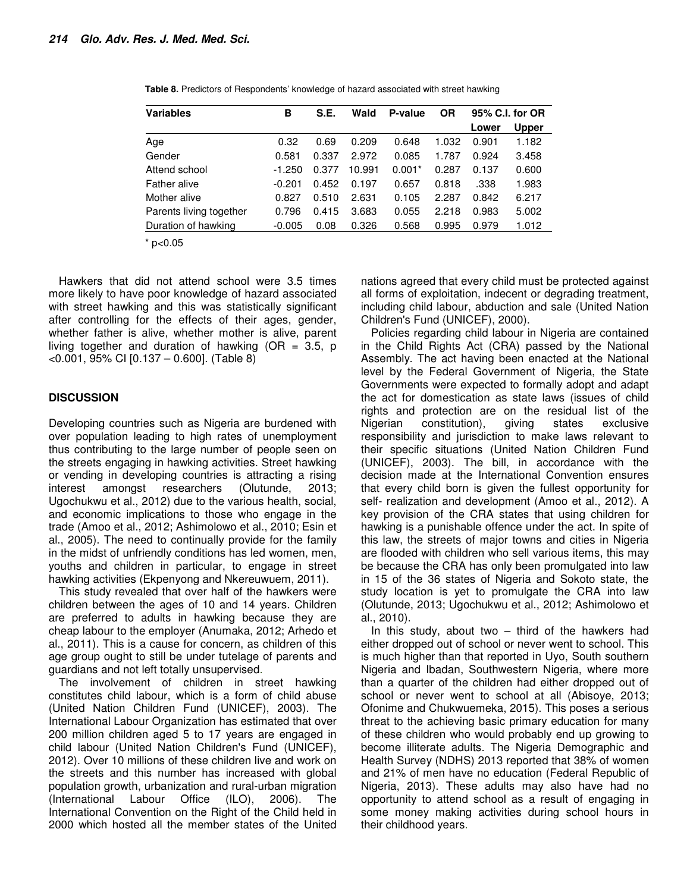**Table 8.** Predictors of Respondents' knowledge of hazard associated with street hawking

| Variables | B | S.E. | Wald | P-value | OR | 95% C.I. for OR | |
|---|---|---|---|---|---|---|---|
| | | | | | | Lower | Upper |
| Age | 0.32 | 0.69 | 0.209 | 0.648 | 1.032 | 0.901 | 1.182 |
| Gender | 0.581 | 0.337 | 2.972 | 0.085 | 1.787 | 0.924 | 3.458 |
| Attend school | -1.250 | 0.377 | 10.991 | 0.001* | 0.287 | 0.137 | 0.600 |
| Father alive | -0.201 | 0.452 | 0.197 | 0.657 | 0.818 | .338 | 1.983 |
| Mother alive | 0.827 | 0.510 | 2.631 | 0.105 | 2.287 | 0.842 | 6.217 |
| Parents living together | 0.796 | 0.415 | 3.683 | 0.055 | 2.218 | 0.983 | 5.002 |
| Duration of hawking | -0.005 | 0.08 | 0.326 | 0.568 | 0.995 | 0.979 | 1.012 |

* $p<0.05$

Hawkers that did not attend school were 3.5 times more likely to have poor knowledge of hazard associated with street hawking and this was statistically significant after controlling for the effects of their ages, gender, whether father is alive, whether mother is alive, parent living together and duration of hawking (OR = 3.5, p <0.001, 95% CI [0.137 – 0.600]. (Table 8)

## DISCUSSION

Developing countries such as Nigeria are burdened with over population leading to high rates of unemployment thus contributing to the large number of people seen on the streets engaging in hawking activities. Street hawking or vending in developing countries is attracting a rising interest amongst researchers (Olutunde, 2013; Ugochukwu et al., 2012) due to the various health, social, and economic implications to those who engage in the trade (Amoo et al., 2012; Ashimolowo et al., 2010; Esin et al., 2005). The need to continually provide for the family in the midst of unfriendly conditions has led women, men, youths and children in particular, to engage in street hawking activities (Ekpenyong and Nkereuwuem, 2011).

This study revealed that over half of the hawkers were children between the ages of 10 and 14 years. Children are preferred to adults in hawking because they are cheap labour to the employer (Anumaka, 2012; Arhedo et al., 2011). This is a cause for concern, as children of this age group ought to still be under tutelage of parents and guardians and not left totally unsupervised.

The involvement of children in street hawking constitutes child labour, which is a form of child abuse (United Nation Children Fund (UNICEF), 2003). The International Labour Organization has estimated that over 200 million children aged 5 to 17 years are engaged in child labour (United Nation Children's Fund (UNICEF), 2012). Over 10 millions of these children live and work on the streets and this number has increased with global population growth, urbanization and rural-urban migration (International Labour Office (ILO), 2006). The International Convention on the Right of the Child held in 2000 which hosted all the member states of the United nations agreed that every child must be protected against all forms of exploitation, indecent or degrading treatment, including child labour, abduction and sale (United Nation Children's Fund (UNICEF), 2000).

Policies regarding child labour in Nigeria are contained in the Child Rights Act (CRA) passed by the National Assembly. The act having been enacted at the National level by the Federal Government of Nigeria, the State Governments were expected to formally adopt and adapt the act for domestication as state laws (issues of child rights and protection are on the residual list of the Nigerian constitution), giving states exclusive responsibility and jurisdiction to make laws relevant to their specific situations (United Nation Children Fund (UNICEF), 2003). The bill, in accordance with the decision made at the International Convention ensures that every child born is given the fullest opportunity for self- realization and development (Amoo et al., 2012). A key provision of the CRA states that using children for hawking is a punishable offence under the act. In spite of this law, the streets of major towns and cities in Nigeria are flooded with children who sell various items, this may be because the CRA has only been promulgated into law in 15 of the 36 states of Nigeria and Sokoto state, the study location is yet to promulgate the CRA into law (Olutunde, 2013; Ugochukwu et al., 2012; Ashimolowo et al., 2010).

In this study, about two – third of the hawkers had either dropped out of school or never went to school. This is much higher than that reported in Uyo, South southern Nigeria and Ibadan, Southwestern Nigeria, where more than a quarter of the children had either dropped out of school or never went to school at all (Abisoye, 2013; Ofonime and Chukwuemeka, 2015). This poses a serious threat to the achieving basic primary education for many of these children who would probably end up growing to become illiterate adults. The Nigeria Demographic and Health Survey (NDHS) 2013 reported that 38% of women and 21% of men have no education (Federal Republic of Nigeria, 2013). These adults may also have had no opportunity to attend school as a result of engaging in some money making activities during school hours in their childhood years.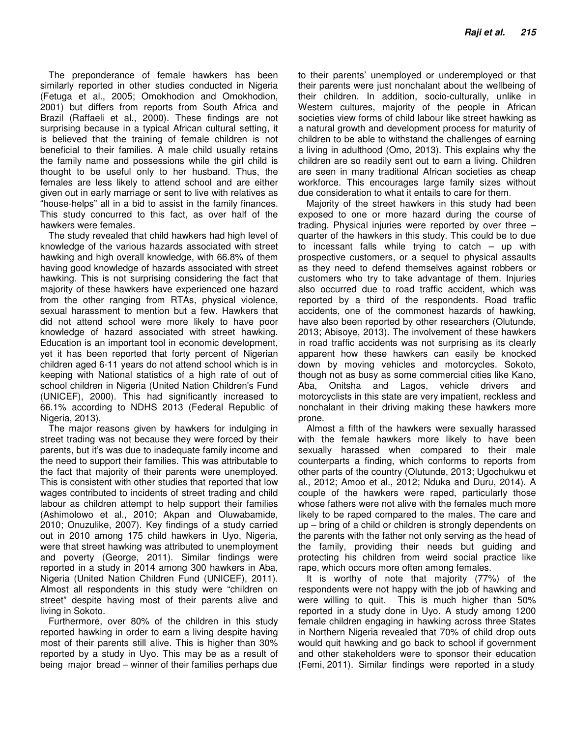The preponderance of female hawkers has been similarly reported in other studies conducted in Nigeria (Fetuga et al., 2005; Omokhodion and Omokhodion, 2001) but differs from reports from South Africa and Brazil (Raffaeli et al., 2000). These findings are not surprising because in a typical African cultural setting, it is believed that the training of female children is not beneficial to their families. A male child usually retains the family name and possessions while the girl child is thought to be useful only to her husband. Thus, the females are less likely to attend school and are either given out in early marriage or sent to live with relatives as "house-helps" all in a bid to assist in the family finances. This study concurred to this fact, as over half of the hawkers were females.

The study revealed that child hawkers had high level of knowledge of the various hazards associated with street hawking and high overall knowledge, with 66.8% of them having good knowledge of hazards associated with street hawking. This is not surprising considering the fact that majority of these hawkers have experienced one hazard from the other ranging from RTAs, physical violence, sexual harassment to mention but a few. Hawkers that did not attend school were more likely to have poor knowledge of hazard associated with street hawking. Education is an important tool in economic development, yet it has been reported that forty percent of Nigerian children aged 6-11 years do not attend school which is in keeping with National statistics of a high rate of out of school children in Nigeria (United Nation Children's Fund (UNICEF), 2000). This had significantly increased to 66.1% according to NDHS 2013 (Federal Republic of Nigeria, 2013).

The major reasons given by hawkers for indulging in street trading was not because they were forced by their parents, but it's was due to inadequate family income and the need to support their families. This was attributable to the fact that majority of their parents were unemployed. This is consistent with other studies that reported that low wages contributed to incidents of street trading and child labour as children attempt to help support their families (Ashimolowo et al., 2010; Akpan and Oluwabamide, 2010; Onuzulike, 2007). Key findings of a study carried out in 2010 among 175 child hawkers in Uyo, Nigeria, were that street hawking was attributed to unemployment and poverty (George, 2011). Similar findings were reported in a study in 2014 among 300 hawkers in Aba, Nigeria (United Nation Children Fund (UNICEF), 2011). Almost all respondents in this study were "children on street" despite having most of their parents alive and living in Sokoto.

Furthermore, over 80% of the children in this study reported hawking in order to earn a living despite having most of their parents still alive. This is higher than 30% reported by a study in Uyo. This may be as a result of being major bread – winner of their families perhaps due to their parents' unemployed or underemployed or that their parents were just nonchalant about the wellbeing of their children. In addition, socio-culturally, unlike in Western cultures, majority of the people in African societies view forms of child labour like street hawking as a natural growth and development process for maturity of children to be able to withstand the challenges of earning a living in adulthood (Omo, 2013). This explains why the children are so readily sent out to earn a living. Children are seen in many traditional African societies as cheap workforce. This encourages large family sizes without due consideration to what it entails to care for them.

Majority of the street hawkers in this study had been exposed to one or more hazard during the course of trading. Physical injuries were reported by over three – quarter of the hawkers in this study. This could be to due to incessant falls while trying to catch – up with prospective customers, or a sequel to physical assaults as they need to defend themselves against robbers or customers who try to take advantage of them. Injuries also occurred due to road traffic accident, which was reported by a third of the respondents. Road traffic accidents, one of the commonest hazards of hawking, have also been reported by other researchers (Olutunde, 2013; Abisoye, 2013). The involvement of these hawkers in road traffic accidents was not surprising as its clearly apparent how these hawkers can easily be knocked down by moving vehicles and motorcycles. Sokoto, though not as busy as some commercial cities like Kano, Aba, Onitsha and Lagos, vehicle drivers and motorcyclists in this state are very impatient, reckless and nonchalant in their driving making these hawkers more prone.

Almost a fifth of the hawkers were sexually harassed with the female hawkers more likely to have been sexually harassed when compared to their male counterparts a finding, which conforms to reports from other parts of the country (Olutunde, 2013; Ugochukwu et al., 2012; Amoo et al., 2012; Nduka and Duru, 2014). A couple of the hawkers were raped, particularly those whose fathers were not alive with the females much more likely to be raped compared to the males. The care and up – bring of a child or children is strongly dependents on the parents with the father not only serving as the head of the family, providing their needs but guiding and protecting his children from weird social practice like rape, which occurs more often among females.

It is worthy of note that majority (77%) of the respondents were not happy with the job of hawking and were willing to quit. This is much higher than 50% reported in a study done in Uyo. A study among 1200 female children engaging in hawking across three States in Northern Nigeria revealed that 70% of child drop outs would quit hawking and go back to school if government and other stakeholders were to sponsor their education (Femi, 2011). Similar findings were reported in a study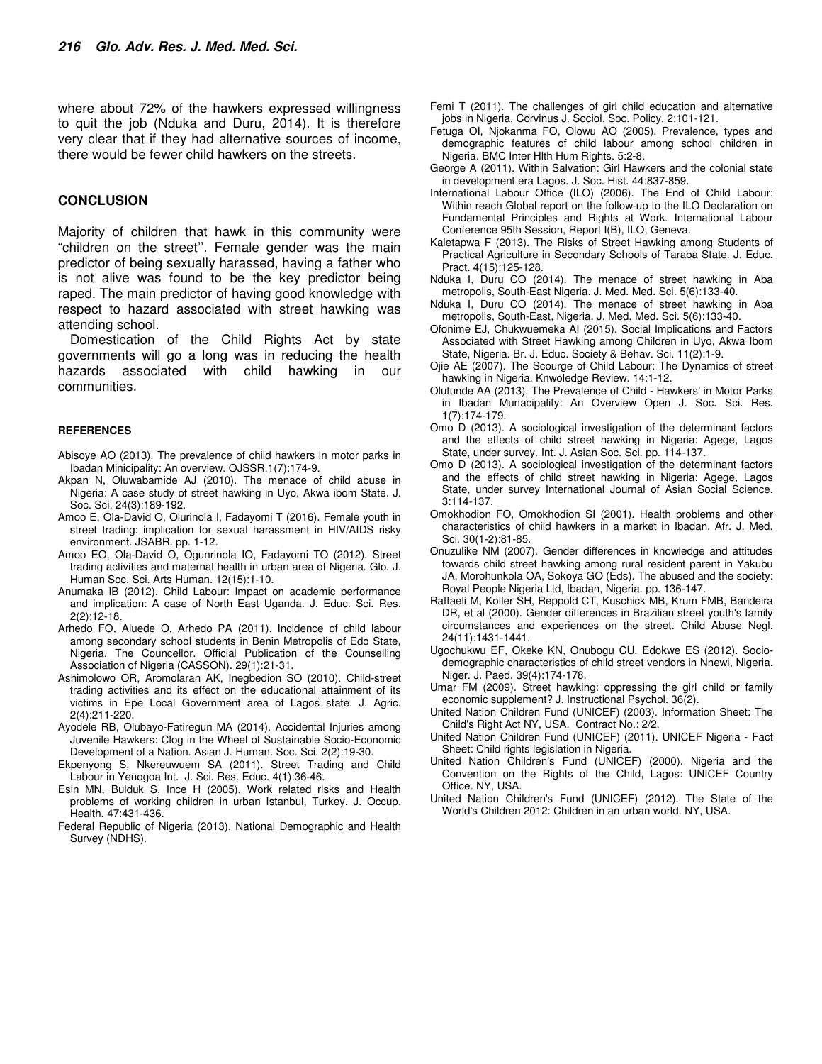where about 72% of the hawkers expressed willingness to quit the job (Nduka and Duru, 2014). It is therefore very clear that if they had alternative sources of income, there would be fewer child hawkers on the streets.

## CONCLUSION

Majority of children that hawk in this community were "children on the street''. Female gender was the main predictor of being sexually harassed, having a father who is not alive was found to be the key predictor being raped. The main predictor of having good knowledge with respect to hazard associated with street hawking was attending school.

Domestication of the Child Rights Act by state governments will go a long was in reducing the health hazards associated with child hawking in our communities.

## REFERENCES

Abisoye AO (2013). The prevalence of child hawkers in motor parks in Ibadan Minicipality: An overview. OJSSR.1(7):174-9.

Akpan N, Oluwabamide AJ (2010). The menace of child abuse in Nigeria: A case study of street hawking in Uyo, Akwa ibom State. J. Soc. Sci. 24(3):189-192.

Amoo E, Ola-David O, Olurinola I, Fadayomi T (2016). Female youth in street trading: implication for sexual harassment in HIV/AIDS risky environment. JSABR. pp. 1-12.

Amoo EO, Ola-David O, Ogunrinola IO, Fadayomi TO (2012). Street trading activities and maternal health in urban area of Nigeria. Glo. J. Human Soc. Sci. Arts Human. 12(15):1-10.

Anumaka IB (2012). Child Labour: Impact on academic performance and implication: A case of North East Uganda. J. Educ. Sci. Res. 2(2):12-18.

Arhedo FO, Aluede O, Arhedo PA (2011). Incidence of child labour among secondary school students in Benin Metropolis of Edo State, Nigeria. The Councellor. Official Publication of the Counselling Association of Nigeria (CASSON). 29(1):21-31.

Ashimolowo OR, Aromolaran AK, Inegbedion SO (2010). Child-street trading activities and its effect on the educational attainment of its victims in Epe Local Government area of Lagos state. J. Agric. 2(4):211-220.

Ayodele RB, Olubayo-Fatiregun MA (2014). Accidental Injuries among Juvenile Hawkers: Clog in the Wheel of Sustainable Socio-Economic Development of a Nation. Asian J. Human. Soc. Sci. 2(2):19-30.

Ekpenyong S, Nkereuwuem SA (2011). Street Trading and Child Labour in Yenogoa Int. J. Sci. Res. Educ. 4(1):36-46.

Esin MN, Bulduk S, Ince H (2005). Work related risks and Health problems of working children in urban Istanbul, Turkey. J. Occup. Health. 47:431-436.

Federal Republic of Nigeria (2013). National Demographic and Health Survey (NDHS).

Femi T (2011). The challenges of girl child education and alternative jobs in Nigeria. Corvinus J. Sociol. Soc. Policy. 2:101-121.

Fetuga OI, Njokanma FO, Olowu AO (2005). Prevalence, types and demographic features of child labour among school children in Nigeria. BMC Inter Hlth Hum Rights. 5:2-8.

George A (2011). Within Salvation: Girl Hawkers and the colonial state in development era Lagos. J. Soc. Hist. 44:837-859.

International Labour Office (ILO) (2006). The End of Child Labour: Within reach Global report on the follow-up to the ILO Declaration on Fundamental Principles and Rights at Work. International Labour Conference 95th Session, Report I(B), ILO, Geneva.

Kaletapwa F (2013). The Risks of Street Hawking among Students of Practical Agriculture in Secondary Schools of Taraba State. J. Educ. Pract. 4(15):125-128.

Nduka I, Duru CO (2014). The menace of street hawking in Aba metropolis, South-East Nigeria. J. Med. Med. Sci. 5(6):133-40.

Nduka I, Duru CO (2014). The menace of street hawking in Aba metropolis, South-East, Nigeria. J. Med. Med. Sci. 5(6):133-40.

Ofonime EJ, Chukwuemeka AI (2015). Social Implications and Factors Associated with Street Hawking among Children in Uyo, Akwa Ibom State, Nigeria. Br. J. Educ. Society & Behav. Sci. 11(2):1-9.

Ojie AE (2007). The Scourge of Child Labour: The Dynamics of street hawking in Nigeria. Knwoledge Review. 14:1-12.

Olutunde AA (2013). The Prevalence of Child - Hawkers' in Motor Parks in Ibadan Munacipality: An Overview Open J. Soc. Sci. Res. 1(7):174-179.

Omo D (2013). A sociological investigation of the determinant factors and the effects of child street hawking in Nigeria: Agege, Lagos State, under survey. Int. J. Asian Soc. Sci. pp. 114-137.

Omo D (2013). A sociological investigation of the determinant factors and the effects of child street hawking in Nigeria: Agege, Lagos State, under survey International Journal of Asian Social Science. 3:114-137.

Omokhodion FO, Omokhodion SI (2001). Health problems and other characteristics of child hawkers in a market in Ibadan. Afr. J. Med. Sci. 30(1-2):81-85.

Onuzulike NM (2007). Gender differences in knowledge and attitudes towards child street hawking among rural resident parent in Yakubu JA, Morohunkola OA, Sokoya GO (Eds). The abused and the society: Royal People Nigeria Ltd, Ibadan, Nigeria. pp. 136-147.

Raffaeli M, Koller SH, Reppold CT, Kuschick MB, Krum FMB, Bandeira DR, et al (2000). Gender differences in Brazilian street youth's family circumstances and experiences on the street. Child Abuse Negl. 24(11):1431-1441.

Ugochukwu EF, Okeke KN, Onubogu CU, Edokwe ES (2012). Socio-demographic characteristics of child street vendors in Nnewi, Nigeria. Niger. J. Paed. 39(4):174-178.

Umar FM (2009). Street hawking: oppressing the girl child or family economic supplement? J. Instructional Psychol. 36(2).

United Nation Children Fund (UNICEF) (2003). Information Sheet: The Child's Right Act NY, USA. Contract No.: 2/2.

United Nation Children Fund (UNICEF) (2011). UNICEF Nigeria - Fact Sheet: Child rights legislation in Nigeria.

United Nation Children's Fund (UNICEF) (2000). Nigeria and the Convention on the Rights of the Child, Lagos: UNICEF Country Office. NY, USA.

United Nation Children's Fund (UNICEF) (2012). The State of the World's Children 2012: Children in an urban world. NY, USA.